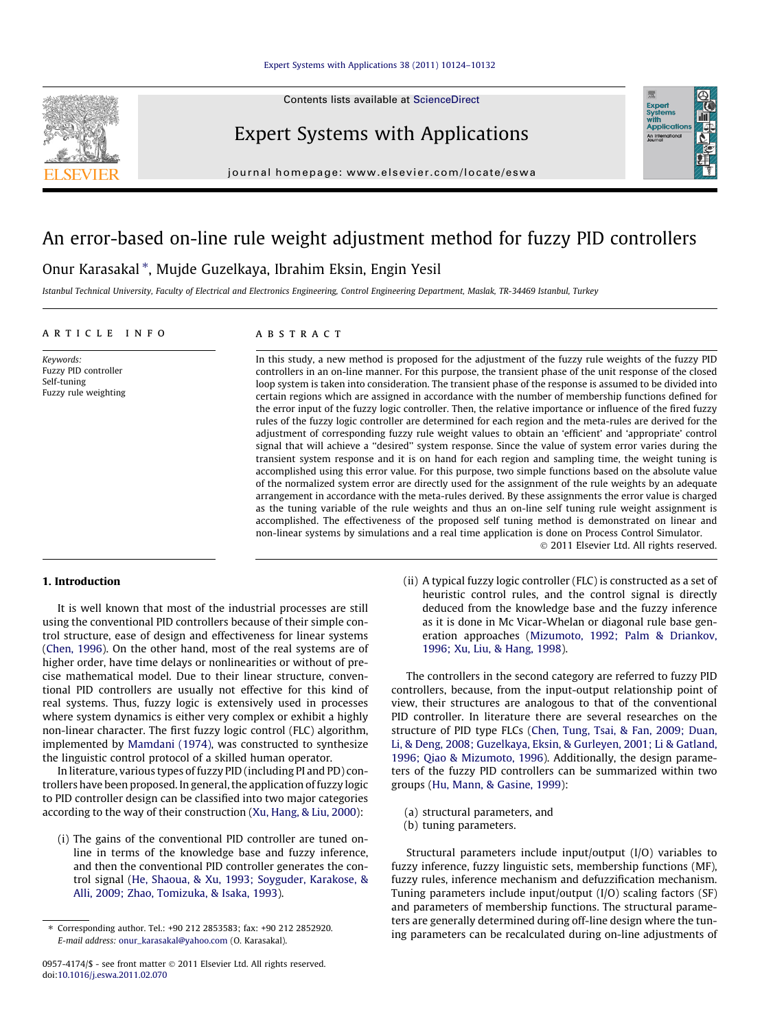# An error-based on-line rule weight adjustment method for fuzzy PID controllers

Onur Karasakal *, Mujde Guzelkaya, Ibrahim Eksin, Engin Yesil

*Istanbul Technical University, Faculty of Electrical and Electronics Engineering, Control Engineering Department, Maslak, TR-34469 Istanbul, Turkey*

## ARTICLE INFO

*Keywords:*
Fuzzy PID controller
Self-tuning
Fuzzy rule weighting

## ABSTRACT

In this study, a new method is proposed for the adjustment of the fuzzy rule weights of the fuzzy PID controllers in an on-line manner. For this purpose, the transient phase of the unit response of the closed loop system is taken into consideration. The transient phase of the response is assumed to be divided into certain regions which are assigned in accordance with the number of membership functions defined for the error input of the fuzzy logic controller. Then, the relative importance or influence of the fired fuzzy rules of the fuzzy logic controller are determined for each region and the meta-rules are derived for the adjustment of corresponding fuzzy rule weight values to obtain an 'efficient' and 'appropriate' control signal that will achieve a "desired" system response. Since the value of system error varies during the transient system response and it is on hand for each region and sampling time, the weight tuning is accomplished using this error value. For this purpose, two simple functions based on the absolute value of the normalized system error are directly used for the assignment of the rule weights by an adequate arrangement in accordance with the meta-rules derived. By these assignments the error value is charged as the tuning variable of the rule weights and thus an on-line self tuning rule weight assignment is accomplished. The effectiveness of the proposed self tuning method is demonstrated on linear and non-linear systems by simulations and a real time application is done on Process Control Simulator.

© 2011 Elsevier Ltd. All rights reserved.

## 1. Introduction

It is well known that most of the industrial processes are still using the conventional PID controllers because of their simple control structure, ease of design and effectiveness for linear systems (Chen, 1996). On the other hand, most of the real systems are of higher order, have time delays or nonlinearities or without of precise mathematical model. Due to their linear structure, conventional PID controllers are usually not effective for this kind of real systems. Thus, fuzzy logic is extensively used in processes where system dynamics is either very complex or exhibit a highly non-linear character. The first fuzzy logic control (FLC) algorithm, implemented by Mamdani (1974), was constructed to synthesize the linguistic control protocol of a skilled human operator.

In literature, various types of fuzzy PID (including PI and PD) controllers have been proposed. In general, the application of fuzzy logic to PID controller design can be classified into two major categories according to the way of their construction (Xu, Hang, & Liu, 2000):

(i) The gains of the conventional PID controller are tuned on-line in terms of the knowledge base and fuzzy inference, and then the conventional PID controller generates the control signal (He, Shaoua, & Xu, 1993; Soyguder, Karakose, & Alli, 2009; Zhao, Tomizuka, & Isaka, 1993).

(ii) A typical fuzzy logic controller (FLC) is constructed as a set of heuristic control rules, and the control signal is directly deduced from the knowledge base and the fuzzy inference as it is done in Mc Vicar-Whelan or diagonal rule base generation approaches (Mizumoto, 1992; Palm & Driankov, 1996; Xu, Liu, & Hang, 1998).

The controllers in the second category are referred to fuzzy PID controllers, because, from the input-output relationship point of view, their structures are analogous to that of the conventional PID controller. In literature there are several researches on the structure of PID type FLCs (Chen, Tung, Tsai, & Fan, 2009; Duan, Li, & Deng, 2008; Guzelkaya, Eksin, & Gurleyen, 2001; Li & Gatland, 1996; Qiao & Mizumoto, 1996). Additionally, the design parameters of the fuzzy PID controllers can be summarized within two groups (Hu, Mann, & Gasine, 1999):

(a) structural parameters, and
(b) tuning parameters.

Structural parameters include input/output (I/O) variables to fuzzy inference, fuzzy linguistic sets, membership functions (MF), fuzzy rules, inference mechanism and defuzzification mechanism. Tuning parameters include input/output (I/O) scaling factors (SF) and parameters of membership functions. The structural parameters are generally determined during off-line design where the tuning parameters can be recalculated during on-line adjustments of

* Corresponding author. Tel.: +90 212 2853583; fax: +90 212 2852920.
E-mail address: onur_karasakal@yahoo.com (O. Karasakal).

0957-4174/$ - see front matter © 2011 Elsevier Ltd. All rights reserved.
doi:10.1016/j.eswa.2011.02.070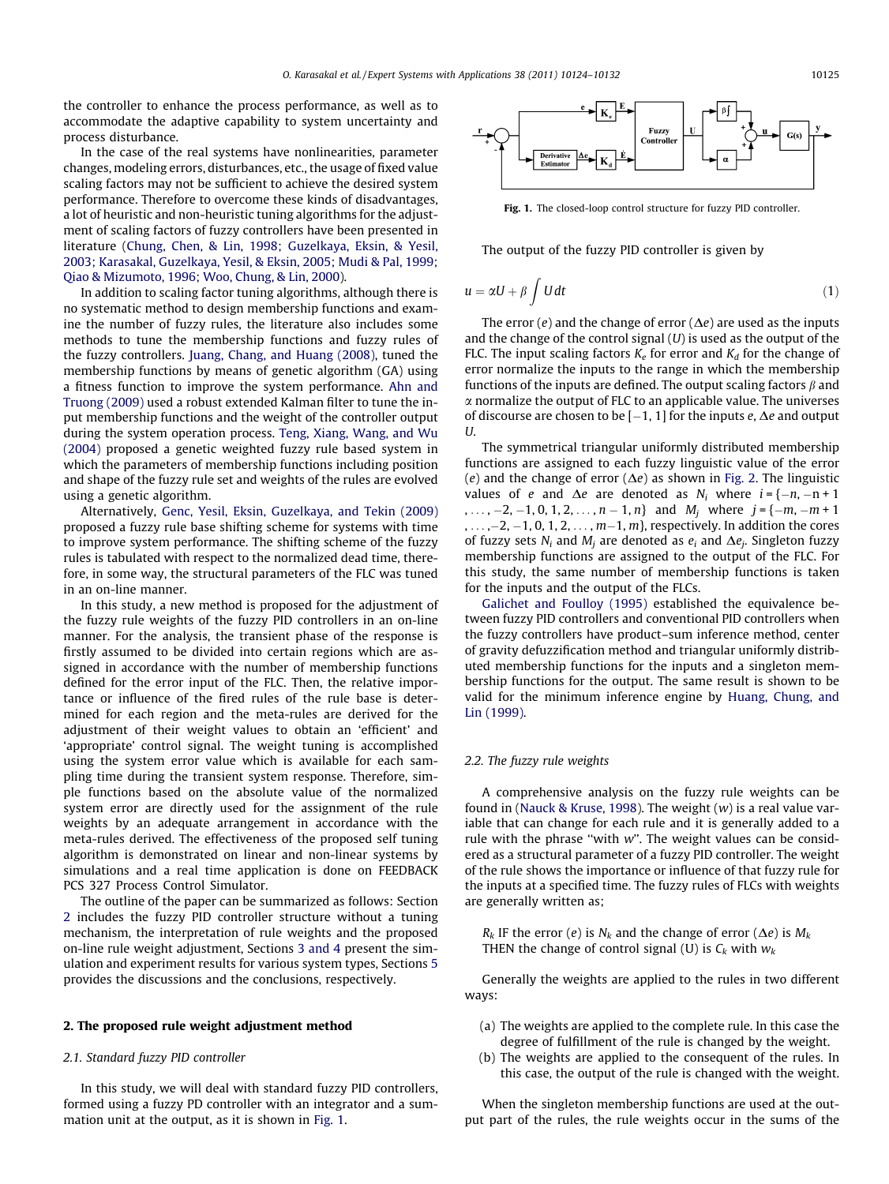the controller to enhance the process performance, as well as to accommodate the adaptive capability to system uncertainty and process disturbance.

In the case of the real systems have nonlinearities, parameter changes, modeling errors, disturbances, etc., the usage of fixed value scaling factors may not be sufficient to achieve the desired system performance. Therefore to overcome these kinds of disadvantages, a lot of heuristic and non-heuristic tuning algorithms for the adjustment of scaling factors of fuzzy controllers have been presented in literature (Chung, Chen, & Lin, 1998; Guzelkaya, Eksin, & Yesil, 2003; Karasakal, Guzelkaya, Yesil, & Eksin, 2005; Mudi & Pal, 1999; Qiao & Mizumoto, 1996; Woo, Chung, & Lin, 2000).

In addition to scaling factor tuning algorithms, although there is no systematic method to design membership functions and examine the number of fuzzy rules, the literature also includes some methods to tune the membership functions and fuzzy rules of the fuzzy controllers. Juang, Chang, and Huang (2008), tuned the membership functions by means of genetic algorithm (GA) using a fitness function to improve the system performance. Ahn and Truong (2009) used a robust extended Kalman filter to tune the input membership functions and the weight of the controller output during the system operation process. Teng, Xiang, Wang, and Wu (2004) proposed a genetic weighted fuzzy rule based system in which the parameters of membership functions including position and shape of the fuzzy rule set and weights of the rules are evolved using a genetic algorithm.

Alternatively, Genc, Yesil, Eksin, Guzelkaya, and Tekin (2009) proposed a fuzzy rule base shifting scheme for systems with time to improve system performance. The shifting scheme of the fuzzy rules is tabulated with respect to the normalized dead time, therefore, in some way, the structural parameters of the FLC was tuned in an on-line manner.

In this study, a new method is proposed for the adjustment of the fuzzy rule weights of the fuzzy PID controllers in an on-line manner. For the analysis, the transient phase of the response is firstly assumed to be divided into certain regions which are assigned in accordance with the number of membership functions defined for the error input of the FLC. Then, the relative importance or influence of the fired rules of the rule base is determined for each region and the meta-rules are derived for the adjustment of their weight values to obtain an 'efficient' and 'appropriate' control signal. The weight tuning is accomplished using the system error value which is available for each sampling time during the transient system response. Therefore, simple functions based on the absolute value of the normalized system error are directly used for the assignment of the rule weights by an adequate arrangement in accordance with the meta-rules derived. The effectiveness of the proposed self tuning algorithm is demonstrated on linear and non-linear systems by simulations and a real time application is done on FEEDBACK PCS 327 Process Control Simulator.

The outline of the paper can be summarized as follows: Section 2 includes the fuzzy PID controller structure without a tuning mechanism, the interpretation of rule weights and the proposed on-line rule weight adjustment, Sections 3 and 4 present the simulation and experiment results for various system types, Sections 5 provides the discussions and the conclusions, respectively.

## 2. The proposed rule weight adjustment method

### 2.1. Standard fuzzy PID controller

In this study, we will deal with standard fuzzy PID controllers, formed using a fuzzy PD controller with an integrator and a summation unit at the output, as it is shown in Fig. 1.

Fig. 1. The closed-loop control structure for fuzzy PID controller.

The output of the fuzzy PID controller is given by

$$u = \alpha U + \beta \int U dt \tag{1}$$

The error ($e$) and the change of error ($\Delta e$) are used as the inputs and the change of the control signal ($U$) is used as the output of the FLC. The input scaling factors $K_e$ for error and $K_d$ for the change of error normalize the inputs to the range in which the membership functions of the inputs are defined. The output scaling factors $\beta$ and $\alpha$ normalize the output of FLC to an applicable value. The universes of discourse are chosen to be $[-1, 1]$ for the inputs $e$, $\Delta e$ and output $U$.

The symmetrical triangular uniformly distributed membership functions are assigned to each fuzzy linguistic value of the error ($e$) and the change of error ($\Delta e$) as shown in Fig. 2. The linguistic values of $e$ and $\Delta e$ are denoted as $N_i$ where $i = \{-n, -n+1, \ldots, -2, -1, 0, 1, 2, \ldots, n-1, n\}$ and $M_j$ where $j = \{-m, -m+1, \ldots, -2, -1, 0, 1, 2, \ldots, m-1, m\}$, respectively. In addition the cores of fuzzy sets $N_i$ and $M_j$ are denoted as $e_i$ and $\Delta e_j$. Singleton fuzzy membership functions are assigned to the output of the FLC. For this study, the same number of membership functions is taken for the inputs and the output of the FLCs.

Galichet and Foulloy (1995) established the equivalence between fuzzy PID controllers and conventional PID controllers when the fuzzy controllers have product–sum inference method, center of gravity defuzzification method and triangular uniformly distributed membership functions for the inputs and a singleton membership functions for the output. The same result is shown to be valid for the minimum inference engine by Huang, Chung, and Lin (1999).

### 2.2. The fuzzy rule weights

A comprehensive analysis on the fuzzy rule weights can be found in (Nauck & Kruse, 1998). The weight ($w$) is a real value variable that can change for each rule and it is generally added to a rule with the phrase "with $w$". The weight values can be considered as a structural parameter of a fuzzy PID controller. The weight of the rule shows the importance or influence of that fuzzy rule for the inputs at a specified time. The fuzzy rules of FLCs with weights are generally written as;

> $R_k$ IF the error ($e$) is $N_k$ and the change of error ($\Delta e$) is $M_k$ THEN the change of control signal (U) is $C_k$ with $w_k$

Generally the weights are applied to the rules in two different ways:

(a) The weights are applied to the complete rule. In this case the degree of fulfillment of the rule is changed by the weight.
(b) The weights are applied to the consequent of the rules. In this case, the output of the rule is changed with the weight.

When the singleton membership functions are used at the output part of the rules, the rule weights occur in the sums of the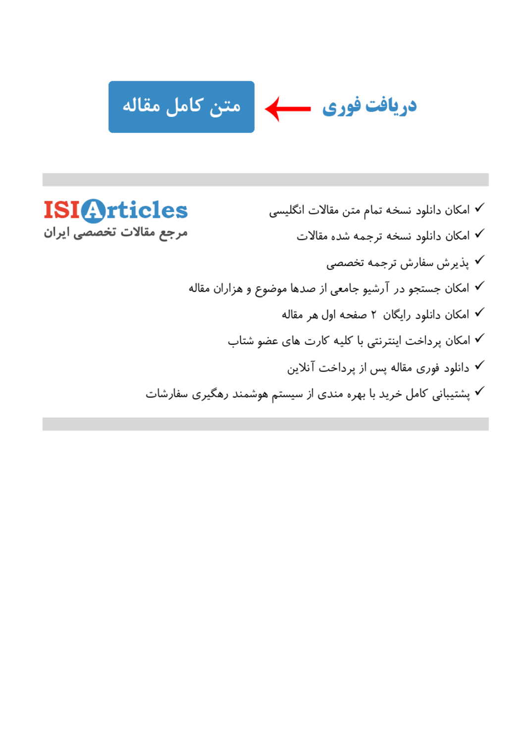دریافت فوری ← **متن کامل مقاله**

**ISIArticles**
مرجع مقالات تخصصی ایران

- ✓ امکان دانلود نسخه تمام متن مقالات انگلیسی
- ✓ امکان دانلود نسخه ترجمه شده مقالات
- ✓ پذیرش سفارش ترجمه تخصصی
- ✓ امکان جستجو در آرشیو جامعی از صدها موضوع و هزاران مقاله
- ✓ امکان دانلود رایگان ۲ صفحه اول هر مقاله
- ✓ امکان پرداخت اینترنتی با کلیه کارت های عضو شتاب
- ✓ دانلود فوری مقاله پس از پرداخت آنلاین
- ✓ پشتیبانی کامل خرید با بهره مندی از سیستم هوشمند رهگیری سفارشات